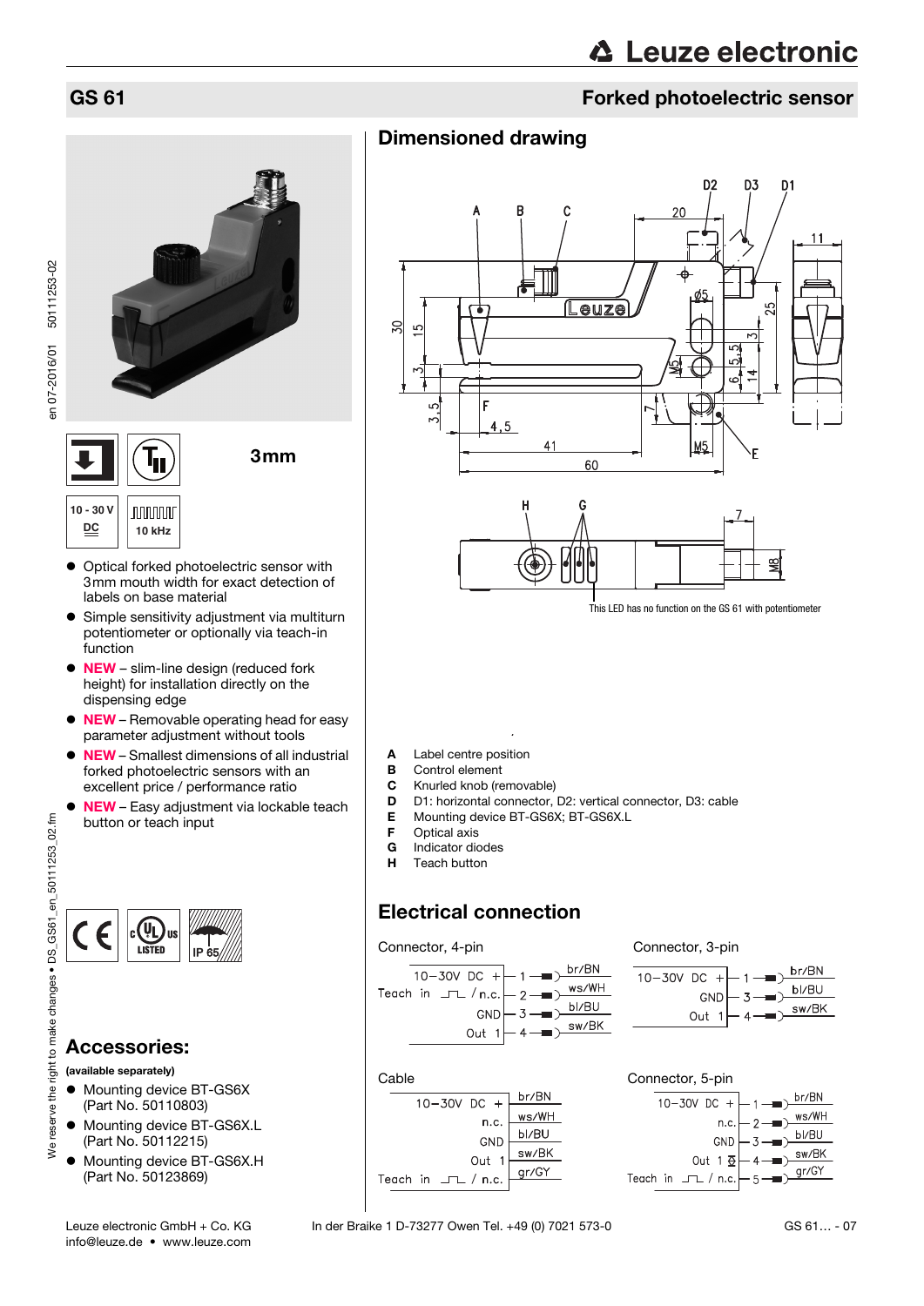# GS 61

## Forked photoelectric sensor

3mm

10 - 30 V DC

10 kHz

- Optical forked photoelectric sensor with 3mm mouth width for exact detection of labels on base material
- Simple sensitivity adjustment via multiturn potentiometer or optionally via teach-in function
- **NEW** – slim-line design (reduced fork height) for installation directly on the dispensing edge
- **NEW** – Removable operating head for easy parameter adjustment without tools
- **NEW** – Smallest dimensions of all industrial forked photoelectric sensors with an excellent price / performance ratio
- **NEW** – Easy adjustment via lockable teach button or teach input

IP 65

## Accessories:

**(available separately)**

- Mounting device BT-GS6X (Part No. 50110803)
- Mounting device BT-GS6X.L (Part No. 50112215)
- Mounting device BT-GS6X.H (Part No. 50123869)

## Dimensioned drawing

This LED has no function on the GS 61 with potentiometer

- **A** Label centre position
- **B** Control element
- **C** Knurled knob (removable)
- **D** D1: horizontal connector, D2: vertical connector, D3: cable
- **E** Mounting device BT-GS6X; BT-GS6X.L
- **F** Optical axis
- **G** Indicator diodes
- **H** Teach button

## Electrical connection

Connector, 4-pin

| Function | Pin | Wire |
|---|---|---|
| 10–30V DC + | 1 | br/BN |
| Teach in / n.c. | 2 | ws/WH |
| GND | 3 | bl/BU |
| Out 1 | 4 | sw/BK |

Connector, 3-pin

| Function | Pin | Wire |
|---|---|---|
| 10–30V DC + | 1 | br/BN |
| GND | 3 | bl/BU |
| Out 1 | 4 | sw/BK |

Cable

| Function | Wire |
|---|---|
| 10–30V DC + | br/BN |
| n.c. | ws/WH |
| GND | bl/BU |
| Out 1 | sw/BK |
| Teach in / n.c. | gr/GY |

Connector, 5-pin

| Function | Pin | Wire |
|---|---|---|
| 10–30V DC + | 1 | br/BN |
| n.c. | 2 | ws/WH |
| GND | 3 | bl/BU |
| Out 1 | 4 | sw/BK |
| Teach in / n.c. | 5 | gr/GY |

Leuze electronic GmbH + Co. KG info@leuze.de • www.leuze.com In der Braike 1 D-73277 Owen Tel. +49 (0) 7021 573-0 GS 61… - 07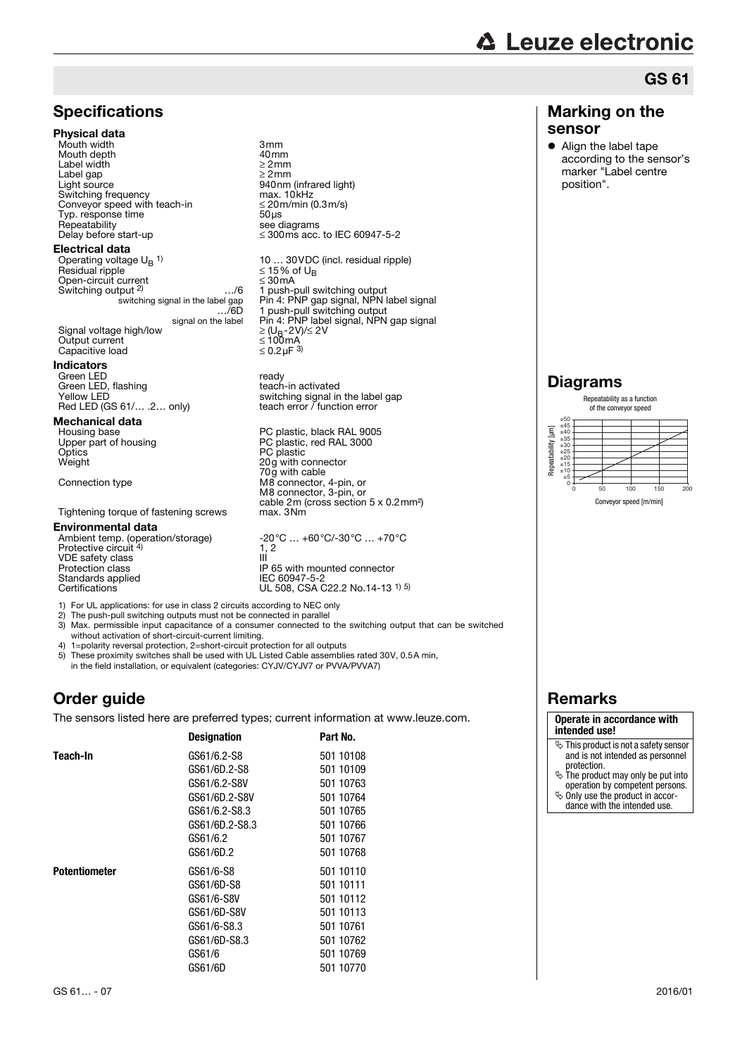## GS 61

## Specifications

**Physical data**

| | |
|---|---|
| Mouth width | 3mm |
| Mouth depth | 40mm |
| Label width | ≥ 2mm |
| Label gap | ≥ 2mm |
| Light source | 940nm (infrared light) |
| Switching frequency | max. 10kHz |
| Conveyor speed with teach-in | ≤ 20m/min (0.3m/s) |
| Typ. response time | 50µs |
| Repeatability | see diagrams |
| Delay before start-up | ≤ 300ms acc. to IEC 60947-5-2 |

**Electrical data**

| | |
|---|---|
| Operating voltage $U_B$ [1] | 10 … 30VDC (incl. residual ripple) |
| Residual ripple | ≤ 15% of $U_B$ |
| Open-circuit current | ≤ 30mA |
| Switching output [2] …/6 | 1 push-pull switching output |
| switching signal in the label gap | Pin 4: PNP gap signal, NPN label signal |
| …/6D | 1 push-pull switching output |
| signal on the label | Pin 4: PNP label signal, NPN gap signal |
| Signal voltage high/low | ≥ ($U_B$-2V)/≤ 2V |
| Output current | ≤ 100mA |
| Capacitive load | ≤ 0.2µF [3] |

**Indicators**

| | |
|---|---|
| Green LED | ready |
| Green LED, flashing | teach-in activated |
| Yellow LED | switching signal in the label gap |
| Red LED (GS 61/… .2… only) | teach error / function error |

**Mechanical data**

| | |
|---|---|
| Housing base | PC plastic, black RAL 9005 |
| Upper part of housing | PC plastic, red RAL 3000 |
| Optics | PC plastic |
| Weight | 20g with connector<br>70g with cable |
| Connection type | M8 connector, 4-pin, or<br>M8 connector, 3-pin, or<br>cable 2m (cross section 5 x 0.2mm²) |
| Tightening torque of fastening screws | max. 3Nm |

**Environmental data**

| | |
|---|---|
| Ambient temp. (operation/storage) | -20°C … +60°C/-30°C … +70°C |
| Protective circuit [4] | 1, 2 |
| VDE safety class | III |
| Protection class | IP 65 with mounted connector |
| Standards applied | IEC 60947-5-2 |
| Certifications | UL 508, CSA C22.2 No.14-13 [1) 5)] |

1) For UL applications: for use in class 2 circuits according to NEC only
2) The push-pull switching outputs must not be connected in parallel
3) Max. permissible input capacitance of a consumer connected to the switching output that can be switched without activation of short-circuit-current limiting.
4) 1=polarity reversal protection, 2=short-circuit protection for all outputs
5) These proximity switches shall be used with UL Listed Cable assemblies rated 30V, 0.5A min, in the field installation, or equivalent (categories: CYJV/CYJV7 or PVVA/PVVA7)

## Order guide

The sensors listed here are preferred types; current information at www.leuze.com.

| | Designation | Part No. |
|---|---|---|
| **Teach-In** | GS61/6.2-S8 | 501 10108 |
| | GS61/6D.2-S8 | 501 10109 |
| | GS61/6.2-S8V | 501 10763 |
| | GS61/6D.2-S8V | 501 10764 |
| | GS61/6.2-S8.3 | 501 10765 |
| | GS61/6D.2-S8.3 | 501 10766 |
| | GS61/6.2 | 501 10767 |
| | GS61/6D.2 | 501 10768 |
| **Potentiometer** | GS61/6-S8 | 501 10110 |
| | GS61/6D-S8 | 501 10111 |
| | GS61/6-S8V | 501 10112 |
| | GS61/6D-S8V | 501 10113 |
| | GS61/6-S8.3 | 501 10761 |
| | GS61/6D-S8.3 | 501 10762 |
| | GS61/6 | 501 10769 |
| | GS61/6D | 501 10770 |

## Marking on the sensor

- Align the label tape according to the sensor's marker "Label centre position".

## Diagrams

Repeatability as a function of the conveyor speed

Repeatability [µm] (0 … ±50) vs. Conveyor speed [m/min] (0 … 200)

## Remarks

**Operate in accordance with intended use!**

- This product is not a safety sensor and is not intended as personnel protection.
- The product may only be put into operation by competent persons.
- Only use the product in accordance with the intended use.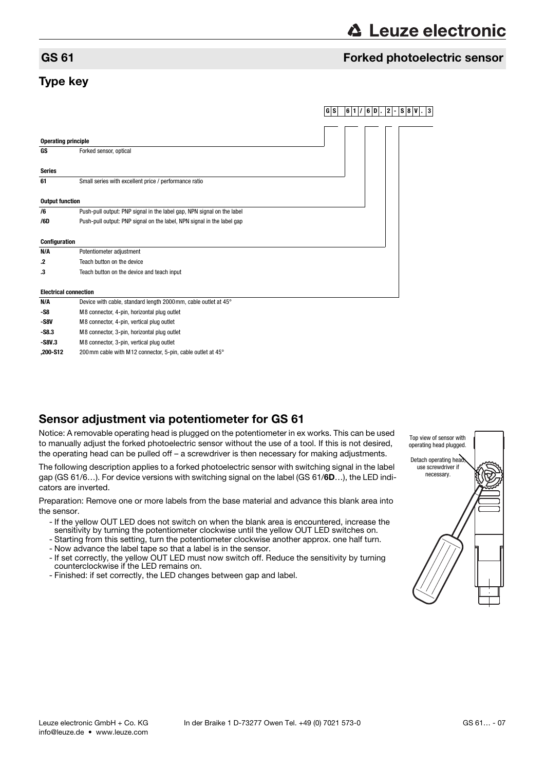## GS 61 Forked photoelectric sensor

### Type key

GS 61/6D.2-S8V.3

**Operating principle**

| | |
|---|---|
| **GS** | Forked sensor, optical |

**Series**

| | |
|---|---|
| **61** | Small series with excellent price / performance ratio |

**Output function**

| | |
|---|---|
| **/6** | Push-pull output: PNP signal in the label gap, NPN signal on the label |
| **/6D** | Push-pull output: PNP signal on the label, NPN signal in the label gap |

**Configuration**

| | |
|---|---|
| **N/A** | Potentiometer adjustment |
| **.2** | Teach button on the device |
| **.3** | Teach button on the device and teach input |

**Electrical connection**

| | |
|---|---|
| **N/A** | Device with cable, standard length 2000 mm, cable outlet at 45° |
| **-S8** | M8 connector, 4-pin, horizontal plug outlet |
| **-S8V** | M8 connector, 4-pin, vertical plug outlet |
| **-S8.3** | M8 connector, 3-pin, horizontal plug outlet |
| **-S8V.3** | M8 connector, 3-pin, vertical plug outlet |
| **,200-S12** | 200 mm cable with M12 connector, 5-pin, cable outlet at 45° |

### Sensor adjustment via potentiometer for GS 61

Notice: A removable operating head is plugged on the potentiometer in ex works. This can be used to manually adjust the forked photoelectric sensor without the use of a tool. If this is not desired, the operating head can be pulled off – a screwdriver is then necessary for making adjustments.

The following description applies to a forked photoelectric sensor with switching signal in the label gap (GS 61/6…). For device versions with switching signal on the label (GS 61/**6D**…), the LED indicators are inverted.

Preparation: Remove one or more labels from the base material and advance this blank area into the sensor.

- If the yellow OUT LED does not switch on when the blank area is encountered, increase the sensitivity by turning the potentiometer clockwise until the yellow OUT LED switches on.
- Starting from this setting, turn the potentiometer clockwise another approx. one half turn.
- Now advance the label tape so that a label is in the sensor.
- If set correctly, the yellow OUT LED must now switch off. Reduce the sensitivity by turning counterclockwise if the LED remains on.
- Finished: if set correctly, the LED changes between gap and label.

Top view of sensor with operating head plugged.

Detach operating head, use screwdriver if necessary.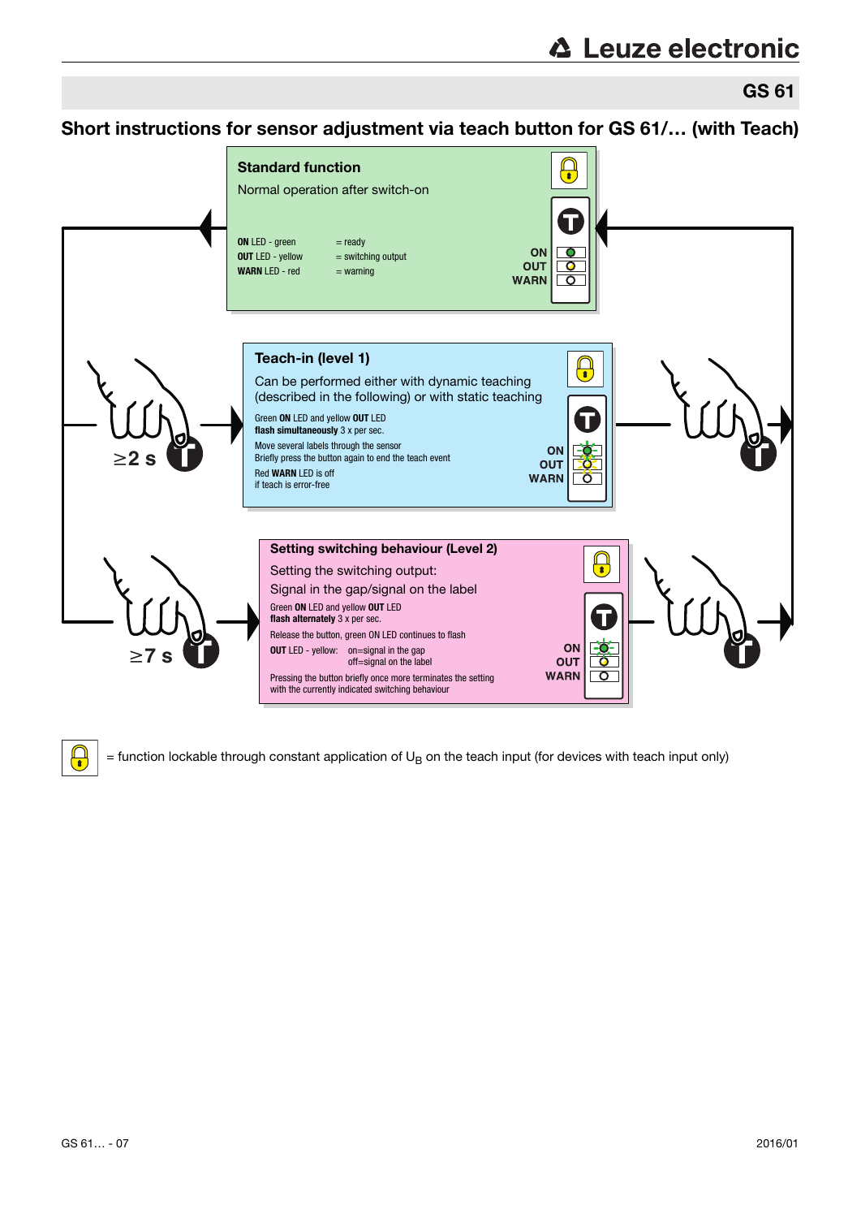## Short instructions for sensor adjustment via teach button for GS 61/… (with Teach)

### Standard function

Normal operation after switch-on

**ON** LED - green = ready
**OUT** LED - yellow = switching output
**WARN** LED - red = warning

ON
OUT
WARN

≥2 s

### Teach-in (level 1)

Can be performed either with dynamic teaching (described in the following) or with static teaching

Green **ON** LED and yellow **OUT** LED
**flash simultaneously** 3 x per sec.

Move several labels through the sensor
Briefly press the button again to end the teach event

Red **WARN** LED is off
if teach is error-free

ON
OUT
WARN

≥7 s

### Setting switching behaviour (Level 2)

Setting the switching output:
Signal in the gap/signal on the label

Green **ON** LED and yellow **OUT** LED
**flash alternately** 3 x per sec.

Release the button, green ON LED continues to flash

**OUT** LED - yellow: on=signal in the gap
off=signal on the label

Pressing the button briefly once more terminates the setting with the currently indicated switching behaviour

ON
OUT
WARN

= function lockable through constant application of $U_B$ on the teach input (for devices with teach input only)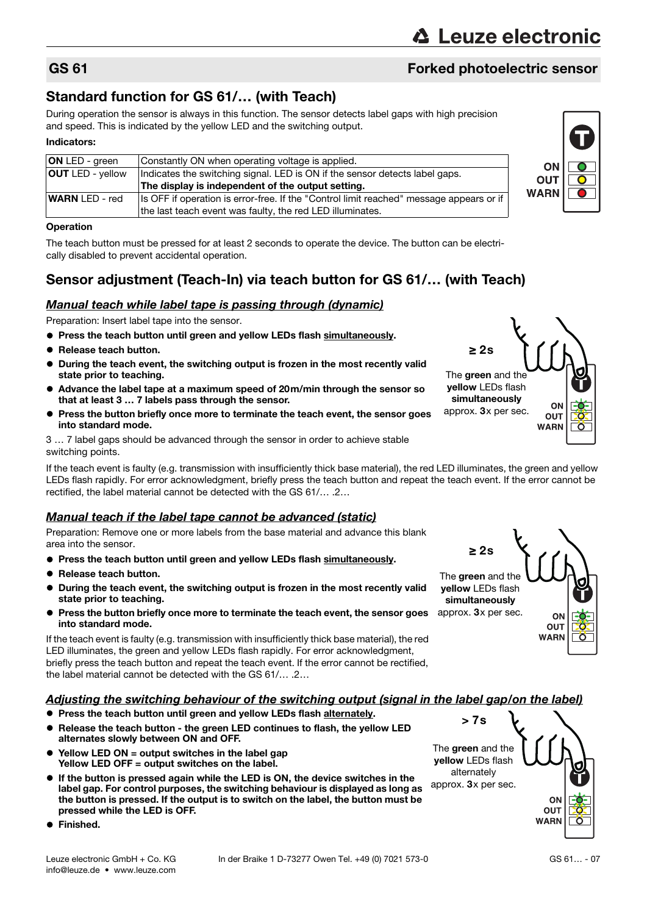## GS 61 — Forked photoelectric sensor

## Standard function for GS 61/… (with Teach)

During operation the sensor is always in this function. The sensor detects label gaps with high precision and speed. This is indicated by the yellow LED and the switching output.

**Indicators:**

| | |
|---|---|
| **ON** LED - green | Constantly ON when operating voltage is applied. |
| **OUT** LED - yellow | Indicates the switching signal. LED is ON if the sensor detects label gaps. **The display is independent of the output setting.** |
| **WARN** LED - red | Is OFF if operation is error-free. If the "Control limit reached" message appears or if the last teach event was faulty, the red LED illuminates. |

**Operation**

The teach button must be pressed for at least 2 seconds to operate the device. The button can be electrically disabled to prevent accidental operation.

## Sensor adjustment (Teach-In) via teach button for GS 61/… (with Teach)

### *Manual teach while label tape is passing through (dynamic)*

Preparation: Insert label tape into the sensor.

- **Press the teach button until green and yellow LEDs flash simultaneously.**
- **Release teach button.**
- **During the teach event, the switching output is frozen in the most recently valid state prior to teaching.**
- **Advance the label tape at a maximum speed of 20m/min through the sensor so that at least 3 … 7 labels pass through the sensor.**
- **Press the button briefly once more to terminate the teach event, the sensor goes into standard mode.**

≥ 2s — The **green** and the **yellow** LEDs flash **simultaneously** approx. **3**x per sec.

3 … 7 label gaps should be advanced through the sensor in order to achieve stable switching points.

If the teach event is faulty (e.g. transmission with insufficiently thick base material), the red LED illuminates, the green and yellow LEDs flash rapidly. For error acknowledgment, briefly press the teach button and repeat the teach event. If the error cannot be rectified, the label material cannot be detected with the GS 61/… .2…

### *Manual teach if the label tape cannot be advanced (static)*

Preparation: Remove one or more labels from the base material and advance this blank area into the sensor.

- **Press the teach button until green and yellow LEDs flash simultaneously.**
- **Release teach button.**
- **During the teach event, the switching output is frozen in the most recently valid state prior to teaching.**
- **Press the button briefly once more to terminate the teach event, the sensor goes into standard mode.**

≥ 2s — The **green** and the **yellow** LEDs flash **simultaneously** approx. **3**x per sec.

If the teach event is faulty (e.g. transmission with insufficiently thick base material), the red LED illuminates, the green and yellow LEDs flash rapidly. For error acknowledgment, briefly press the teach button and repeat the teach event. If the error cannot be rectified, the label material cannot be detected with the GS 61/… .2…

### *Adjusting the switching behaviour of the switching output (signal in the label gap/on the label)*

- **Press the teach button until green and yellow LEDs flash alternately.**
- **Release the teach button - the green LED continues to flash, the yellow LED alternates slowly between ON and OFF.**
- **Yellow LED ON = output switches in the label gap**
  **Yellow LED OFF = output switches on the label.**
- **If the button is pressed again while the LED is ON, the device switches in the label gap. For control purposes, the switching behaviour is displayed as long as the button is pressed. If the output is to switch on the label, the button must be pressed while the LED is OFF.**
- **Finished.**

> 7s — The **green** and the **yellow** LEDs flash alternately approx. **3**x per sec.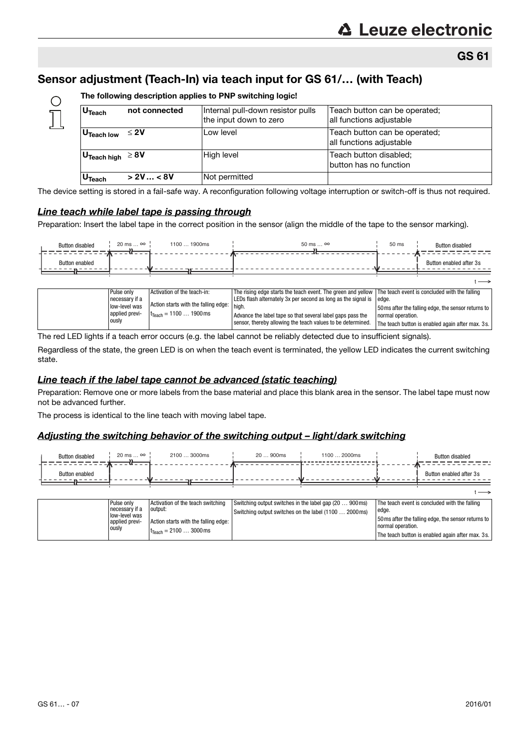## Sensor adjustment (Teach-In) via teach input for GS 61/… (with Teach)

**The following description applies to PNP switching logic!**

| | | | |
|---|---|---|---|
| $U_{Teach}$ | **not connected** | Internal pull-down resistor pulls the input down to zero | Teach button can be operated; all functions adjustable |
| $U_{Teach\ low}$ | **≤ 2V** | Low level | Teach button can be operated; all functions adjustable |
| $U_{Teach\ high}$ | **≥ 8V** | High level | Teach button disabled; button has no function |
| $U_{Teach}$ | **> 2V … < 8V** | Not permitted | |

The device setting is stored in a fail-safe way. A reconfiguration following voltage interruption or switch-off is thus not required.

### *Line teach while label tape is passing through*

Preparation: Insert the label tape in the correct position in the sensor (align the middle of the tape to the sensor marking).

| Button disabled / Button enabled | 20 ms … ∞ | 1100 … 1900ms | 50 ms … ∞ | 50 ms / Button disabled / Button enabled after 3s |
|---|---|---|---|---|
| | Pulse only necessary if a low-level was applied previously | Activation of the teach-in: Action starts with the falling edge: $t_{Teach}$ = 1100 … 1900ms | The rising edge starts the teach event. The green and yellow LEDs flash alternately 3x per second as long as the signal is high. Advance the label tape so that several label gaps pass the sensor, thereby allowing the teach values to be determined. | The teach event is concluded with the falling edge. 50ms after the falling edge, the sensor returns to normal operation. The teach button is enabled again after max. 3s. |

The red LED lights if a teach error occurs (e.g. the label cannot be reliably detected due to insufficient signals).

Regardless of the state, the green LED is on when the teach event is terminated, the yellow LED indicates the current switching state.

### *Line teach if the label tape cannot be advanced (static teaching)*

Preparation: Remove one or more labels from the base material and place this blank area in the sensor. The label tape must now not be advanced further.

The process is identical to the line teach with moving label tape.

### *Adjusting the switching behavior of the switching output – light/dark switching*

| Button disabled / Button enabled | 20 ms … ∞ | 2100 … 3000ms | 20 … 900ms / 1100 … 2000ms | Button disabled / Button enabled after 3s |
|---|---|---|---|---|
| | Pulse only necessary if a low-level was applied previously | Activation of the teach switching output: Action starts with the falling edge: $t_{Teach}$ = 2100 … 3000ms | Switching output switches in the label gap (20 … 900ms) Switching output switches on the label (1100 … 2000ms) | The teach event is concluded with the falling edge. 50ms after the falling edge, the sensor returns to normal operation. The teach button is enabled again after max. 3s. |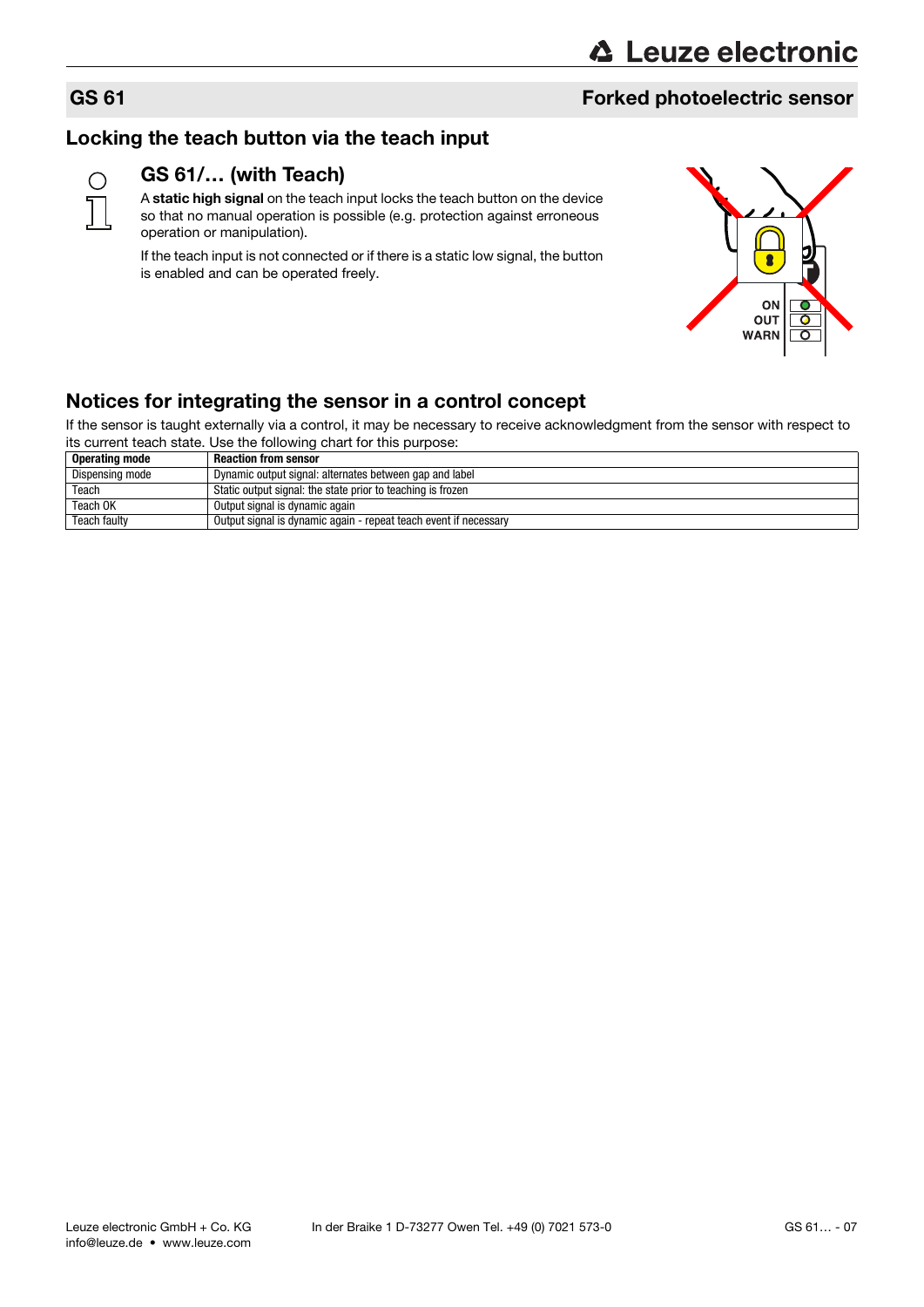## Locking the teach button via the teach input

### GS 61/… (with Teach)

A **static high signal** on the teach input locks the teach button on the device so that no manual operation is possible (e.g. protection against erroneous operation or manipulation).

If the teach input is not connected or if there is a static low signal, the button is enabled and can be operated freely.

## Notices for integrating the sensor in a control concept

If the sensor is taught externally via a control, it may be necessary to receive acknowledgment from the sensor with respect to its current teach state. Use the following chart for this purpose:

| Operating mode | Reaction from sensor |
|---|---|
| Dispensing mode | Dynamic output signal: alternates between gap and label |
| Teach | Static output signal: the state prior to teaching is frozen |
| Teach OK | Output signal is dynamic again |
| Teach faulty | Output signal is dynamic again - repeat teach event if necessary |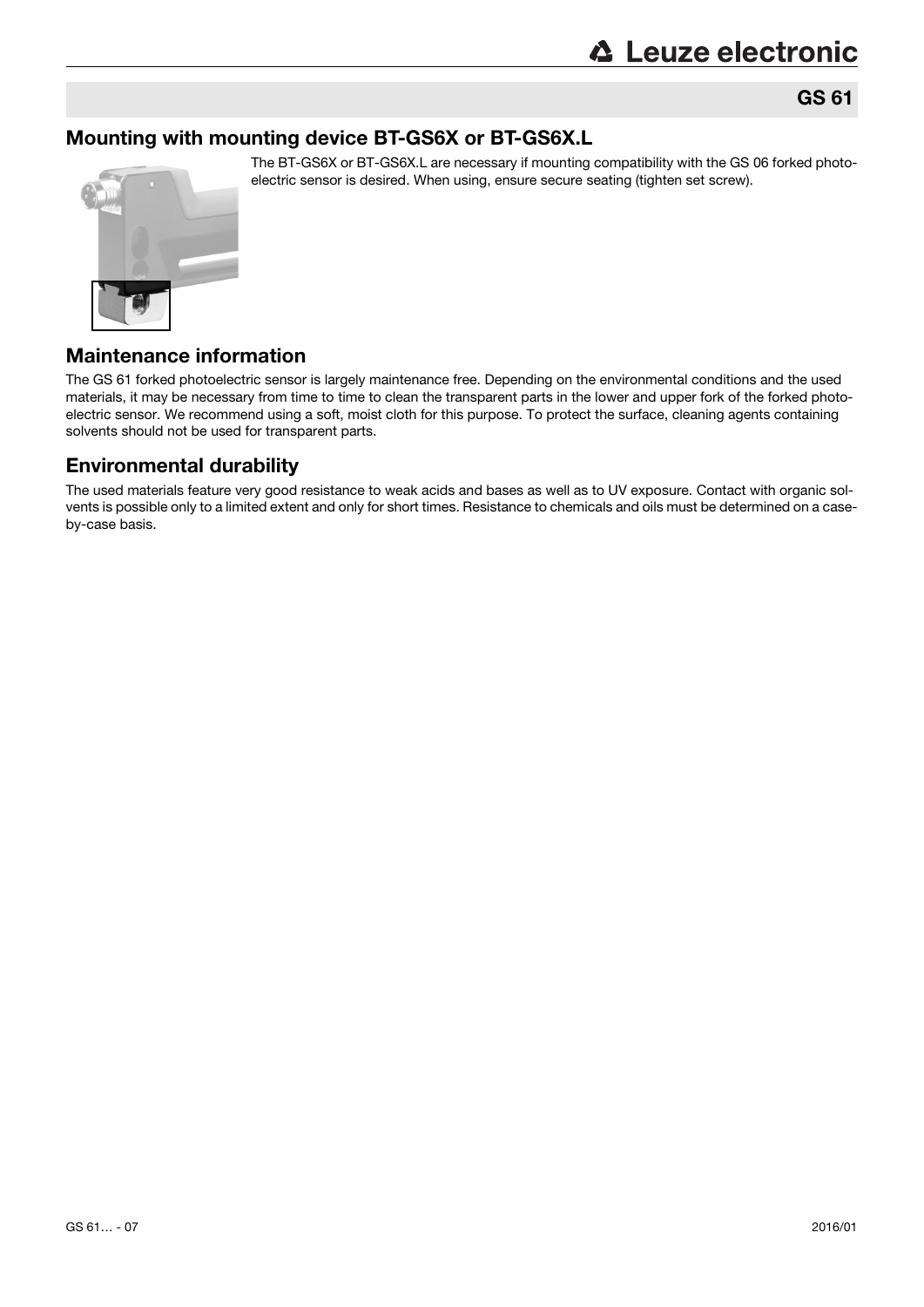## Mounting with mounting device BT-GS6X or BT-GS6X.L

The BT-GS6X or BT-GS6X.L are necessary if mounting compatibility with the GS 06 forked photoelectric sensor is desired. When using, ensure secure seating (tighten set screw).

## Maintenance information

The GS 61 forked photoelectric sensor is largely maintenance free. Depending on the environmental conditions and the used materials, it may be necessary from time to time to clean the transparent parts in the lower and upper fork of the forked photoelectric sensor. We recommend using a soft, moist cloth for this purpose. To protect the surface, cleaning agents containing solvents should not be used for transparent parts.

## Environmental durability

The used materials feature very good resistance to weak acids and bases as well as to UV exposure. Contact with organic solvents is possible only to a limited extent and only for short times. Resistance to chemicals and oils must be determined on a case-by-case basis.